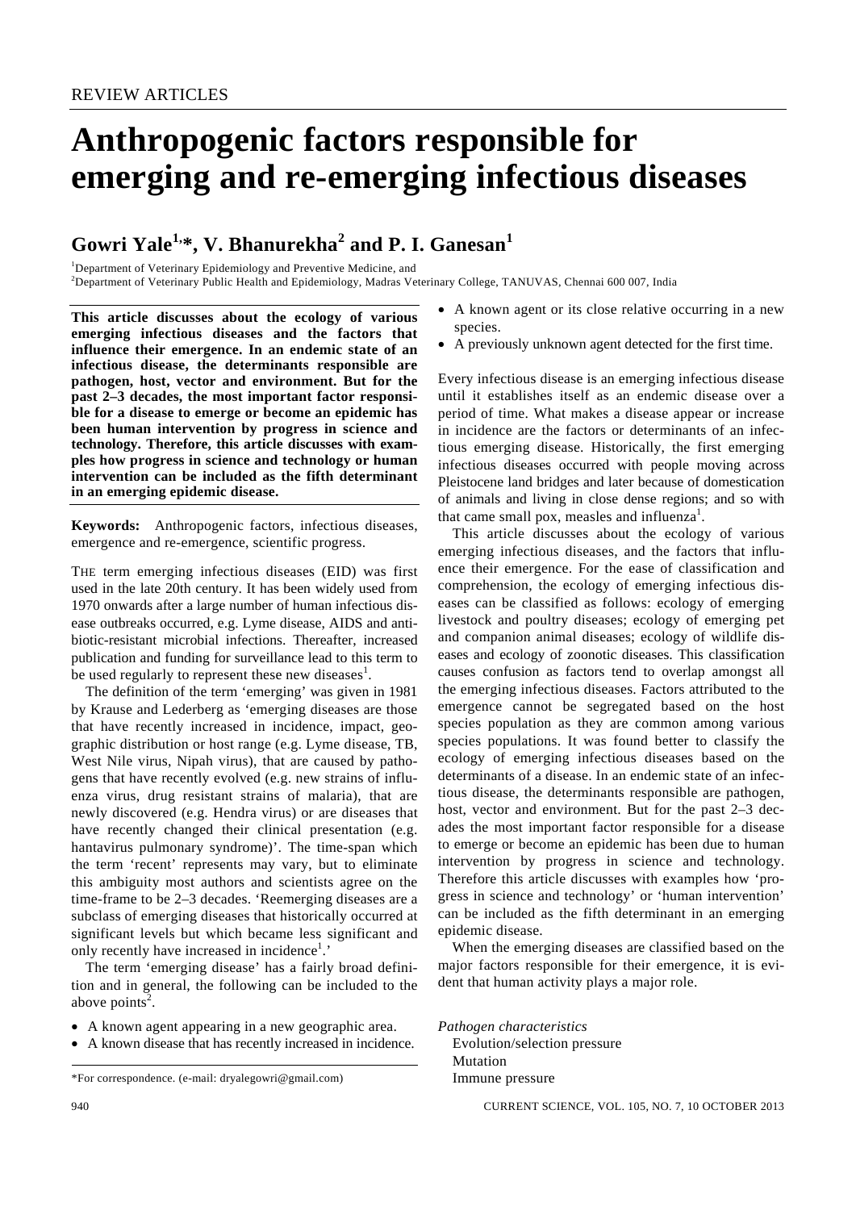REVIEW ARTICLES

# Anthropogenic factors responsible for emerging and re-emerging infectious diseases

## Gowri Yale[1,*], V. Bhanurekha[2] and P. I. Ganesan[1]

[1]Department of Veterinary Epidemiology and Preventive Medicine, and
[2]Department of Veterinary Public Health and Epidemiology, Madras Veterinary College, TANUVAS, Chennai 600 007, India

**This article discusses about the ecology of various emerging infectious diseases and the factors that influence their emergence. In an endemic state of an infectious disease, the determinants responsible are pathogen, host, vector and environment. But for the past 2–3 decades, the most important factor responsible for a disease to emerge or become an epidemic has been human intervention by progress in science and technology. Therefore, this article discusses with examples how progress in science and technology or human intervention can be included as the fifth determinant in an emerging epidemic disease.**

**Keywords:** Anthropogenic factors, infectious diseases, emergence and re-emergence, scientific progress.

THE term emerging infectious diseases (EID) was first used in the late 20th century. It has been widely used from 1970 onwards after a large number of human infectious disease outbreaks occurred, e.g. Lyme disease, AIDS and antibiotic-resistant microbial infections. Thereafter, increased publication and funding for surveillance lead to this term to be used regularly to represent these new diseases[1].

The definition of the term 'emerging' was given in 1981 by Krause and Lederberg as 'emerging diseases are those that have recently increased in incidence, impact, geographic distribution or host range (e.g. Lyme disease, TB, West Nile virus, Nipah virus), that are caused by pathogens that have recently evolved (e.g. new strains of influenza virus, drug resistant strains of malaria), that are newly discovered (e.g. Hendra virus) or are diseases that have recently changed their clinical presentation (e.g. hantavirus pulmonary syndrome)'. The time-span which the term 'recent' represents may vary, but to eliminate this ambiguity most authors and scientists agree on the time-frame to be 2–3 decades. 'Reemerging diseases are a subclass of emerging diseases that historically occurred at significant levels but which became less significant and only recently have increased in incidence[1].'

The term 'emerging disease' has a fairly broad definition and in general, the following can be included to the above points[2].

- A known agent appearing in a new geographic area.
- A known disease that has recently increased in incidence.
- A known agent or its close relative occurring in a new species.
- A previously unknown agent detected for the first time.

Every infectious disease is an emerging infectious disease until it establishes itself as an endemic disease over a period of time. What makes a disease appear or increase in incidence are the factors or determinants of an infectious emerging disease. Historically, the first emerging infectious diseases occurred with people moving across Pleistocene land bridges and later because of domestication of animals and living in close dense regions; and so with that came small pox, measles and influenza[1].

This article discusses about the ecology of various emerging infectious diseases, and the factors that influence their emergence. For the ease of classification and comprehension, the ecology of emerging infectious diseases can be classified as follows: ecology of emerging livestock and poultry diseases; ecology of emerging pet and companion animal diseases; ecology of wildlife diseases and ecology of zoonotic diseases. This classification causes confusion as factors tend to overlap amongst all the emerging infectious diseases. Factors attributed to the emergence cannot be segregated based on the host species population as they are common among various species populations. It was found better to classify the ecology of emerging infectious diseases based on the determinants of a disease. In an endemic state of an infectious disease, the determinants responsible are pathogen, host, vector and environment. But for the past 2–3 decades the most important factor responsible for a disease to emerge or become an epidemic has been due to human intervention by progress in science and technology. Therefore this article discusses with examples how 'progress in science and technology' or 'human intervention' can be included as the fifth determinant in an emerging epidemic disease.

When the emerging diseases are classified based on the major factors responsible for their emergence, it is evident that human activity plays a major role.

*Pathogen characteristics*
Evolution/selection pressure
Mutation
Immune pressure

*For correspondence. (e-mail: dryalegowri@gmail.com)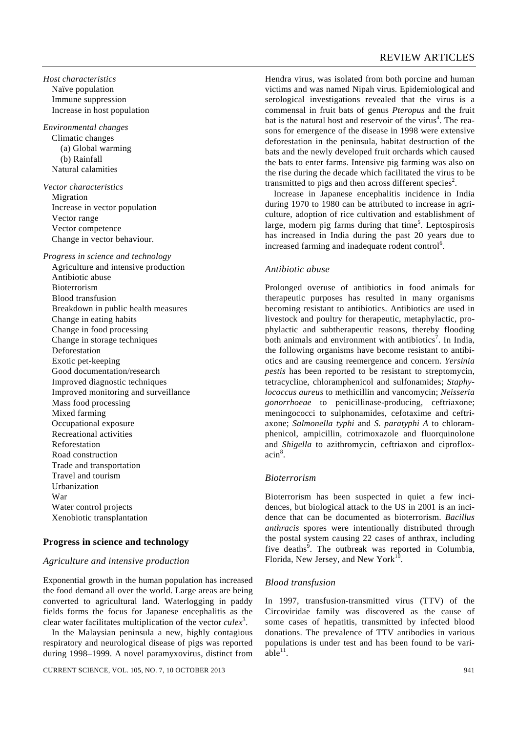*Host characteristics*
- Naïve population
- Immune suppression
- Increase in host population

*Environmental changes*
- Climatic changes
  - (a) Global warming
  - (b) Rainfall
- Natural calamities

*Vector characteristics*
- Migration
- Increase in vector population
- Vector range
- Vector competence
- Change in vector behaviour.

*Progress in science and technology*
- Agriculture and intensive production
- Antibiotic abuse
- Bioterrorism
- Blood transfusion
- Breakdown in public health measures
- Change in eating habits
- Change in food processing
- Change in storage techniques
- Deforestation
- Exotic pet-keeping
- Good documentation/research
- Improved diagnostic techniques
- Improved monitoring and surveillance
- Mass food processing
- Mixed farming
- Occupational exposure
- Recreational activities
- Reforestation
- Road construction
- Trade and transportation
- Travel and tourism
- Urbanization
- War
- Water control projects
- Xenobiotic transplantation

## Progress in science and technology

### *Agriculture and intensive production*

Exponential growth in the human population has increased the food demand all over the world. Large areas are being converted to agricultural land. Waterlogging in paddy fields forms the focus for Japanese encephalitis as the clear water facilitates multiplication of the vector *culex*[3].

In the Malaysian peninsula a new, highly contagious respiratory and neurological disease of pigs was reported during 1998–1999. A novel paramyxovirus, distinct from Hendra virus, was isolated from both porcine and human victims and was named Nipah virus. Epidemiological and serological investigations revealed that the virus is a commensal in fruit bats of genus *Pteropus* and the fruit bat is the natural host and reservoir of the virus[4]. The reasons for emergence of the disease in 1998 were extensive deforestation in the peninsula, habitat destruction of the bats and the newly developed fruit orchards which caused the bats to enter farms. Intensive pig farming was also on the rise during the decade which facilitated the virus to be transmitted to pigs and then across different species[2].

Increase in Japanese encephalitis incidence in India during 1970 to 1980 can be attributed to increase in agriculture, adoption of rice cultivation and establishment of large, modern pig farms during that time[5]. Leptospirosis has increased in India during the past 20 years due to increased farming and inadequate rodent control[6].

### *Antibiotic abuse*

Prolonged overuse of antibiotics in food animals for therapeutic purposes has resulted in many organisms becoming resistant to antibiotics. Antibiotics are used in livestock and poultry for therapeutic, metaphylactic, prophylactic and subtherapeutic reasons, thereby flooding both animals and environment with antibiotics[7]. In India, the following organisms have become resistant to antibiotics and are causing reemergence and concern. *Yersinia pestis* has been reported to be resistant to streptomycin, tetracycline, chloramphenicol and sulfonamides; *Staphylococcus aureus* to methicillin and vancomycin; *Neisseria gonorrhoeae* to penicillinase-producing, ceftriaxone; meningococci to sulphonamides, cefotaxime and ceftriaxone; *Salmonella typhi* and *S. paratyphi A* to chloramphenicol, ampicillin, cotrimoxazole and fluorquinolone and *Shigella* to azithromycin, ceftriaxon and ciprofloxacin[8].

### *Bioterrorism*

Bioterrorism has been suspected in quiet a few incidences, but biological attack to the US in 2001 is an incidence that can be documented as bioterrorism. *Bacillus anthracis* spores were intentionally distributed through the postal system causing 22 cases of anthrax, including five deaths[9]. The outbreak was reported in Columbia, Florida, New Jersey, and New York[10].

### *Blood transfusion*

In 1997, transfusion-transmitted virus (TTV) of the Circoviridae family was discovered as the cause of some cases of hepatitis, transmitted by infected blood donations. The prevalence of TTV antibodies in various populations is under test and has been found to be variable[11].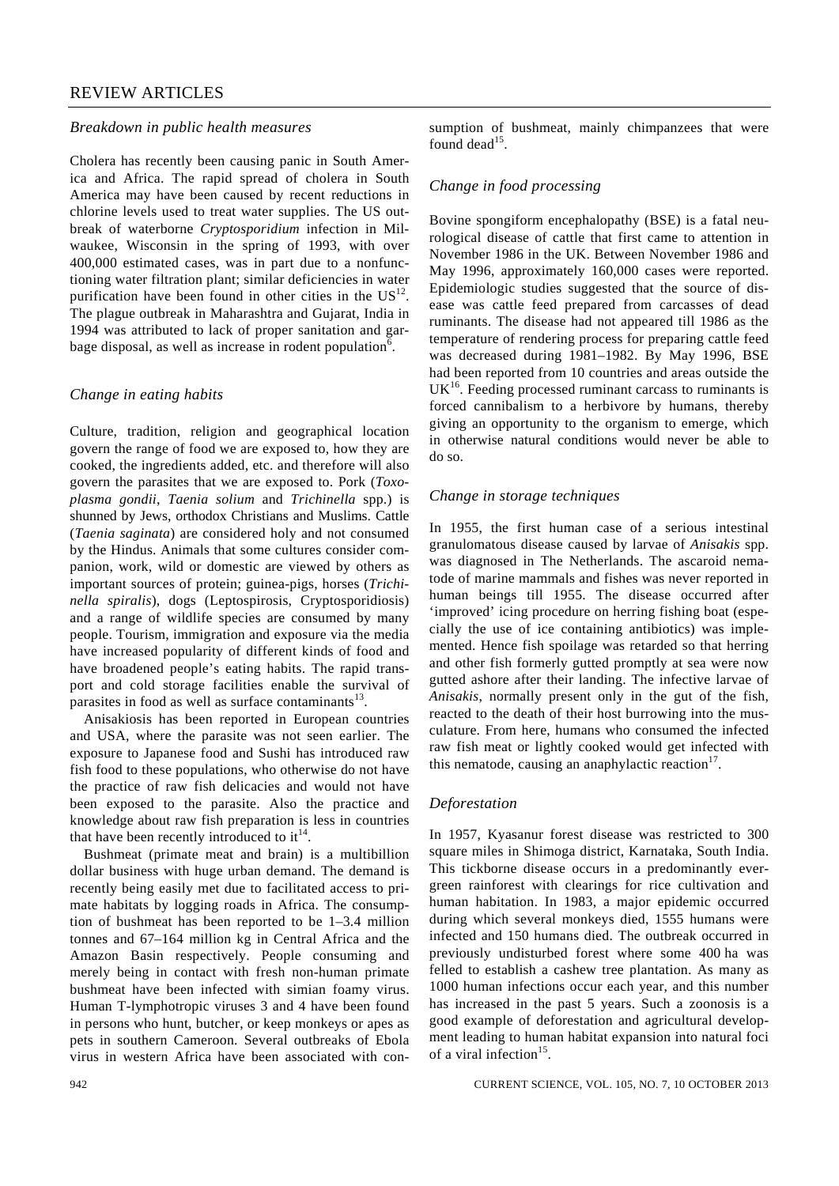### *Breakdown in public health measures*

Cholera has recently been causing panic in South America and Africa. The rapid spread of cholera in South America may have been caused by recent reductions in chlorine levels used to treat water supplies. The US outbreak of waterborne *Cryptosporidium* infection in Milwaukee, Wisconsin in the spring of 1993, with over 400,000 estimated cases, was in part due to a nonfunctioning water filtration plant; similar deficiencies in water purification have been found in other cities in the US[12]. The plague outbreak in Maharashtra and Gujarat, India in 1994 was attributed to lack of proper sanitation and garbage disposal, as well as increase in rodent population[6].

### *Change in eating habits*

Culture, tradition, religion and geographical location govern the range of food we are exposed to, how they are cooked, the ingredients added, etc. and therefore will also govern the parasites that we are exposed to. Pork (*Toxoplasma gondii*, *Taenia solium* and *Trichinella* spp.) is shunned by Jews, orthodox Christians and Muslims. Cattle (*Taenia saginata*) are considered holy and not consumed by the Hindus. Animals that some cultures consider companion, work, wild or domestic are viewed by others as important sources of protein; guinea-pigs, horses (*Trichinella spiralis*), dogs (Leptospirosis, Cryptosporidiosis) and a range of wildlife species are consumed by many people. Tourism, immigration and exposure via the media have increased popularity of different kinds of food and have broadened people's eating habits. The rapid transport and cold storage facilities enable the survival of parasites in food as well as surface contaminants[13].

Anisakiosis has been reported in European countries and USA, where the parasite was not seen earlier. The exposure to Japanese food and Sushi has introduced raw fish food to these populations, who otherwise do not have the practice of raw fish delicacies and would not have been exposed to the parasite. Also the practice and knowledge about raw fish preparation is less in countries that have been recently introduced to it[14].

Bushmeat (primate meat and brain) is a multibillion dollar business with huge urban demand. The demand is recently being easily met due to facilitated access to primate habitats by logging roads in Africa. The consumption of bushmeat has been reported to be 1–3.4 million tonnes and 67–164 million kg in Central Africa and the Amazon Basin respectively. People consuming and merely being in contact with fresh non-human primate bushmeat have been infected with simian foamy virus. Human T-lymphotropic viruses 3 and 4 have been found in persons who hunt, butcher, or keep monkeys or apes as pets in southern Cameroon. Several outbreaks of Ebola virus in western Africa have been associated with consumption of bushmeat, mainly chimpanzees that were found dead[15].

### *Change in food processing*

Bovine spongiform encephalopathy (BSE) is a fatal neurological disease of cattle that first came to attention in November 1986 in the UK. Between November 1986 and May 1996, approximately 160,000 cases were reported. Epidemiologic studies suggested that the source of disease was cattle feed prepared from carcasses of dead ruminants. The disease had not appeared till 1986 as the temperature of rendering process for preparing cattle feed was decreased during 1981–1982. By May 1996, BSE had been reported from 10 countries and areas outside the UK[16]. Feeding processed ruminant carcass to ruminants is forced cannibalism to a herbivore by humans, thereby giving an opportunity to the organism to emerge, which in otherwise natural conditions would never be able to do so.

### *Change in storage techniques*

In 1955, the first human case of a serious intestinal granulomatous disease caused by larvae of *Anisakis* spp. was diagnosed in The Netherlands. The ascaroid nematode of marine mammals and fishes was never reported in human beings till 1955. The disease occurred after 'improved' icing procedure on herring fishing boat (especially the use of ice containing antibiotics) was implemented. Hence fish spoilage was retarded so that herring and other fish formerly gutted promptly at sea were now gutted ashore after their landing. The infective larvae of *Anisakis*, normally present only in the gut of the fish, reacted to the death of their host burrowing into the musculature. From here, humans who consumed the infected raw fish meat or lightly cooked would get infected with this nematode, causing an anaphylactic reaction[17].

### *Deforestation*

In 1957, Kyasanur forest disease was restricted to 300 square miles in Shimoga district, Karnataka, South India. This tickborne disease occurs in a predominantly evergreen rainforest with clearings for rice cultivation and human habitation. In 1983, a major epidemic occurred during which several monkeys died, 1555 humans were infected and 150 humans died. The outbreak occurred in previously undisturbed forest where some 400 ha was felled to establish a cashew tree plantation. As many as 1000 human infections occur each year, and this number has increased in the past 5 years. Such a zoonosis is a good example of deforestation and agricultural development leading to human habitat expansion into natural foci of a viral infection[15].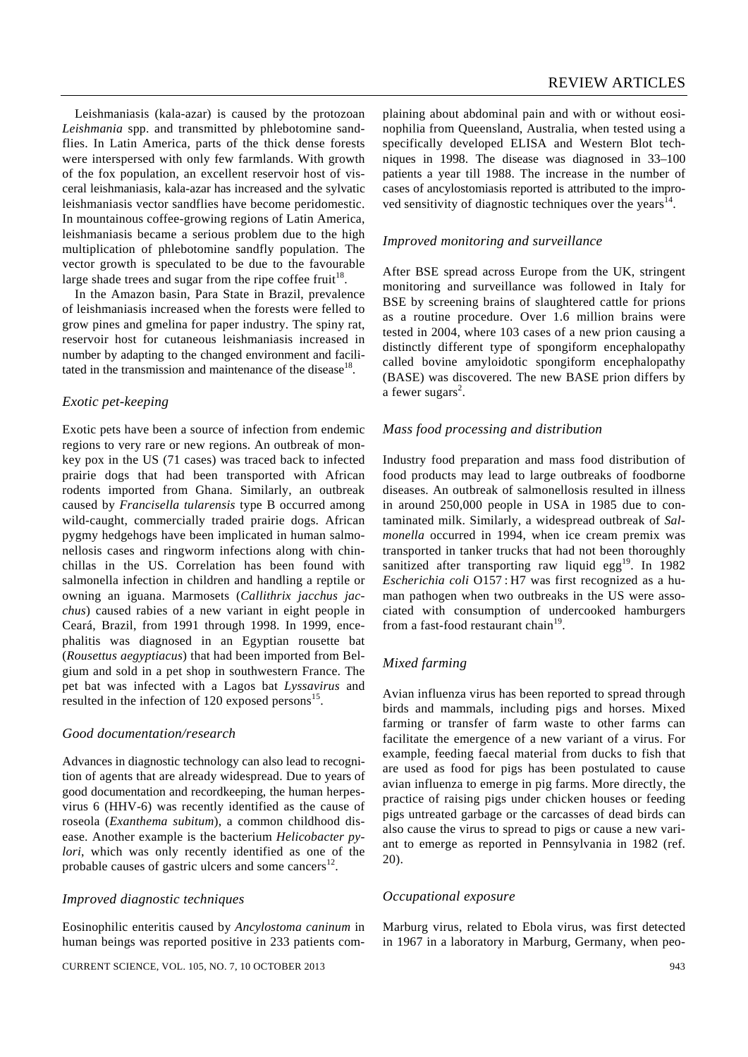Leishmaniasis (kala-azar) is caused by the protozoan *Leishmania* spp. and transmitted by phlebotomine sandflies. In Latin America, parts of the thick dense forests were interspersed with only few farmlands. With growth of the fox population, an excellent reservoir host of visceral leishmaniasis, kala-azar has increased and the sylvatic leishmaniasis vector sandflies have become peridomestic. In mountainous coffee-growing regions of Latin America, leishmaniasis became a serious problem due to the high multiplication of phlebotomine sandfly population. The vector growth is speculated to be due to the favourable large shade trees and sugar from the ripe coffee fruit[18].

In the Amazon basin, Para State in Brazil, prevalence of leishmaniasis increased when the forests were felled to grow pines and gmelina for paper industry. The spiny rat, reservoir host for cutaneous leishmaniasis increased in number by adapting to the changed environment and facilitated in the transmission and maintenance of the disease[18].

### *Exotic pet-keeping*

Exotic pets have been a source of infection from endemic regions to very rare or new regions. An outbreak of monkey pox in the US (71 cases) was traced back to infected prairie dogs that had been transported with African rodents imported from Ghana. Similarly, an outbreak caused by *Francisella tularensis* type B occurred among wild-caught, commercially traded prairie dogs. African pygmy hedgehogs have been implicated in human salmonellosis cases and ringworm infections along with chinchillas in the US. Correlation has been found with salmonella infection in children and handling a reptile or owning an iguana. Marmosets (*Callithrix jacchus jacchus*) caused rabies of a new variant in eight people in Ceará, Brazil, from 1991 through 1998. In 1999, encephalitis was diagnosed in an Egyptian rousette bat (*Rousettus aegyptiacus*) that had been imported from Belgium and sold in a pet shop in southwestern France. The pet bat was infected with a Lagos bat *Lyssavirus* and resulted in the infection of 120 exposed persons[15].

### *Good documentation/research*

Advances in diagnostic technology can also lead to recognition of agents that are already widespread. Due to years of good documentation and recordkeeping, the human herpesvirus 6 (HHV-6) was recently identified as the cause of roseola (*Exanthema subitum*), a common childhood disease. Another example is the bacterium *Helicobacter pylori*, which was only recently identified as one of the probable causes of gastric ulcers and some cancers[12].

### *Improved diagnostic techniques*

Eosinophilic enteritis caused by *Ancylostoma caninum* in human beings was reported positive in 233 patients complaining about abdominal pain and with or without eosinophilia from Queensland, Australia, when tested using a specifically developed ELISA and Western Blot techniques in 1998. The disease was diagnosed in 33–100 patients a year till 1988. The increase in the number of cases of ancylostomiasis reported is attributed to the improved sensitivity of diagnostic techniques over the years[14].

### *Improved monitoring and surveillance*

After BSE spread across Europe from the UK, stringent monitoring and surveillance was followed in Italy for BSE by screening brains of slaughtered cattle for prions as a routine procedure. Over 1.6 million brains were tested in 2004, where 103 cases of a new prion causing a distinctly different type of spongiform encephalopathy called bovine amyloidotic spongiform encephalopathy (BASE) was discovered. The new BASE prion differs by a fewer sugars[2].

### *Mass food processing and distribution*

Industry food preparation and mass food distribution of food products may lead to large outbreaks of foodborne diseases. An outbreak of salmonellosis resulted in illness in around 250,000 people in USA in 1985 due to contaminated milk. Similarly, a widespread outbreak of *Salmonella* occurred in 1994, when ice cream premix was transported in tanker trucks that had not been thoroughly sanitized after transporting raw liquid egg[19]. In 1982 *Escherichia coli* O157 : H7 was first recognized as a human pathogen when two outbreaks in the US were associated with consumption of undercooked hamburgers from a fast-food restaurant chain[19].

### *Mixed farming*

Avian influenza virus has been reported to spread through birds and mammals, including pigs and horses. Mixed farming or transfer of farm waste to other farms can facilitate the emergence of a new variant of a virus. For example, feeding faecal material from ducks to fish that are used as food for pigs has been postulated to cause avian influenza to emerge in pig farms. More directly, the practice of raising pigs under chicken houses or feeding pigs untreated garbage or the carcasses of dead birds can also cause the virus to spread to pigs or cause a new variant to emerge as reported in Pennsylvania in 1982 (ref. 20).

### *Occupational exposure*

Marburg virus, related to Ebola virus, was first detected in 1967 in a laboratory in Marburg, Germany, when peo-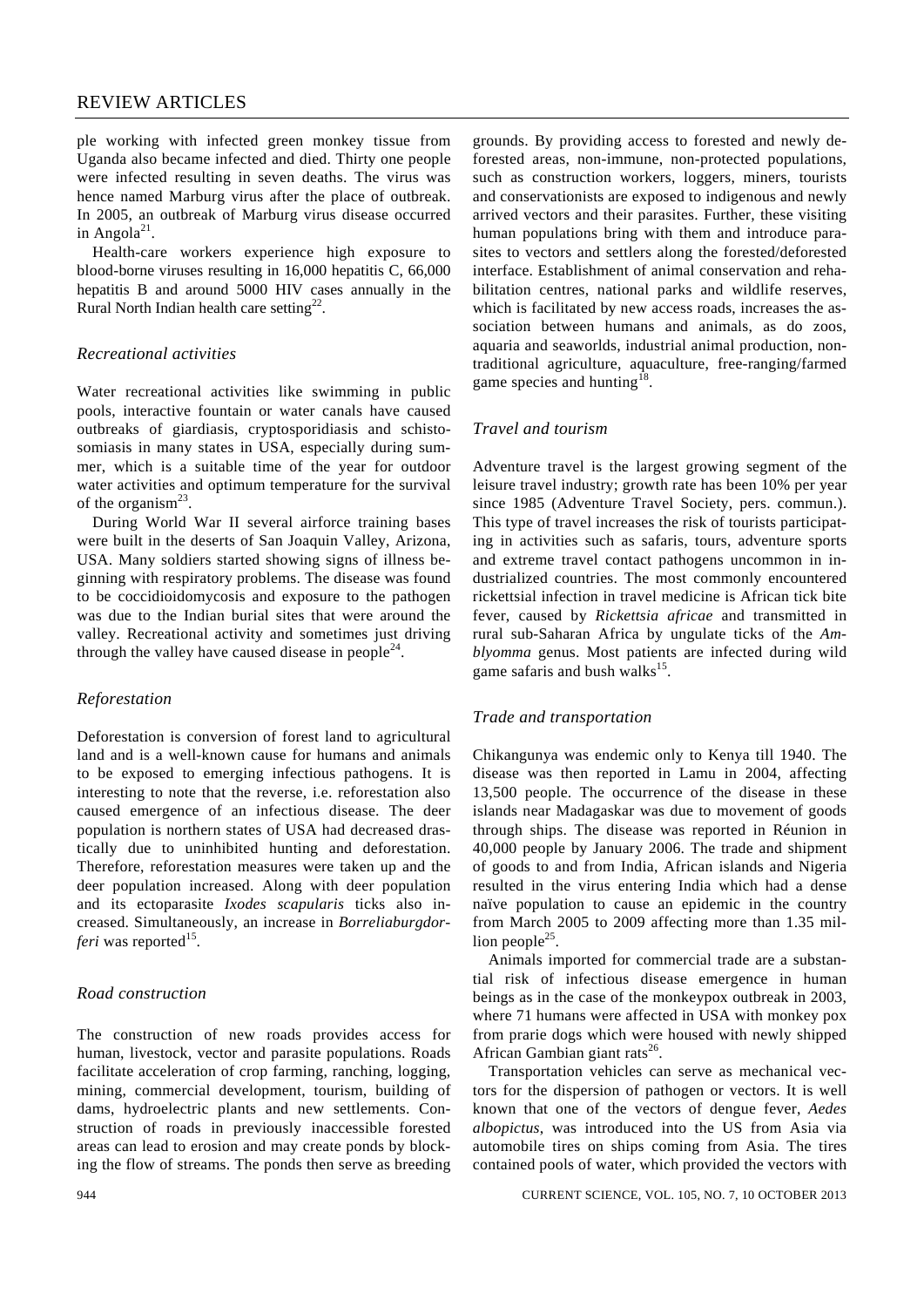ple working with infected green monkey tissue from Uganda also became infected and died. Thirty one people were infected resulting in seven deaths. The virus was hence named Marburg virus after the place of outbreak. In 2005, an outbreak of Marburg virus disease occurred in Angola[21].

Health-care workers experience high exposure to blood-borne viruses resulting in 16,000 hepatitis C, 66,000 hepatitis B and around 5000 HIV cases annually in the Rural North Indian health care setting[22].

### *Recreational activities*

Water recreational activities like swimming in public pools, interactive fountain or water canals have caused outbreaks of giardiasis, cryptosporidiasis and schistosomiasis in many states in USA, especially during summer, which is a suitable time of the year for outdoor water activities and optimum temperature for the survival of the organism[23].

During World War II several airforce training bases were built in the deserts of San Joaquin Valley, Arizona, USA. Many soldiers started showing signs of illness beginning with respiratory problems. The disease was found to be coccidioidomycosis and exposure to the pathogen was due to the Indian burial sites that were around the valley. Recreational activity and sometimes just driving through the valley have caused disease in people[24].

### *Reforestation*

Deforestation is conversion of forest land to agricultural land and is a well-known cause for humans and animals to be exposed to emerging infectious pathogens. It is interesting to note that the reverse, i.e. reforestation also caused emergence of an infectious disease. The deer population is northern states of USA had decreased drastically due to uninhibited hunting and deforestation. Therefore, reforestation measures were taken up and the deer population increased. Along with deer population and its ectoparasite *Ixodes scapularis* ticks also increased. Simultaneously, an increase in *Borreliaburgdorferi* was reported[15].

### *Road construction*

The construction of new roads provides access for human, livestock, vector and parasite populations. Roads facilitate acceleration of crop farming, ranching, logging, mining, commercial development, tourism, building of dams, hydroelectric plants and new settlements. Construction of roads in previously inaccessible forested areas can lead to erosion and may create ponds by blocking the flow of streams. The ponds then serve as breeding grounds. By providing access to forested and newly deforested areas, non-immune, non-protected populations, such as construction workers, loggers, miners, tourists and conservationists are exposed to indigenous and newly arrived vectors and their parasites. Further, these visiting human populations bring with them and introduce parasites to vectors and settlers along the forested/deforested interface. Establishment of animal conservation and rehabilitation centres, national parks and wildlife reserves, which is facilitated by new access roads, increases the association between humans and animals, as do zoos, aquaria and seaworlds, industrial animal production, nontraditional agriculture, aquaculture, free-ranging/farmed game species and hunting[18].

### *Travel and tourism*

Adventure travel is the largest growing segment of the leisure travel industry; growth rate has been 10% per year since 1985 (Adventure Travel Society, pers. commun.). This type of travel increases the risk of tourists participating in activities such as safaris, tours, adventure sports and extreme travel contact pathogens uncommon in industrialized countries. The most commonly encountered rickettsial infection in travel medicine is African tick bite fever, caused by *Rickettsia africae* and transmitted in rural sub-Saharan Africa by ungulate ticks of the *Amblyomma* genus. Most patients are infected during wild game safaris and bush walks[15].

### *Trade and transportation*

Chikangunya was endemic only to Kenya till 1940. The disease was then reported in Lamu in 2004, affecting 13,500 people. The occurrence of the disease in these islands near Madagaskar was due to movement of goods through ships. The disease was reported in Réunion in 40,000 people by January 2006. The trade and shipment of goods to and from India, African islands and Nigeria resulted in the virus entering India which had a dense naïve population to cause an epidemic in the country from March 2005 to 2009 affecting more than 1.35 million people[25].

Animals imported for commercial trade are a substantial risk of infectious disease emergence in human beings as in the case of the monkeypox outbreak in 2003, where 71 humans were affected in USA with monkey pox from prarie dogs which were housed with newly shipped African Gambian giant rats[26].

Transportation vehicles can serve as mechanical vectors for the dispersion of pathogen or vectors. It is well known that one of the vectors of dengue fever, *Aedes albopictus*, was introduced into the US from Asia via automobile tires on ships coming from Asia. The tires contained pools of water, which provided the vectors with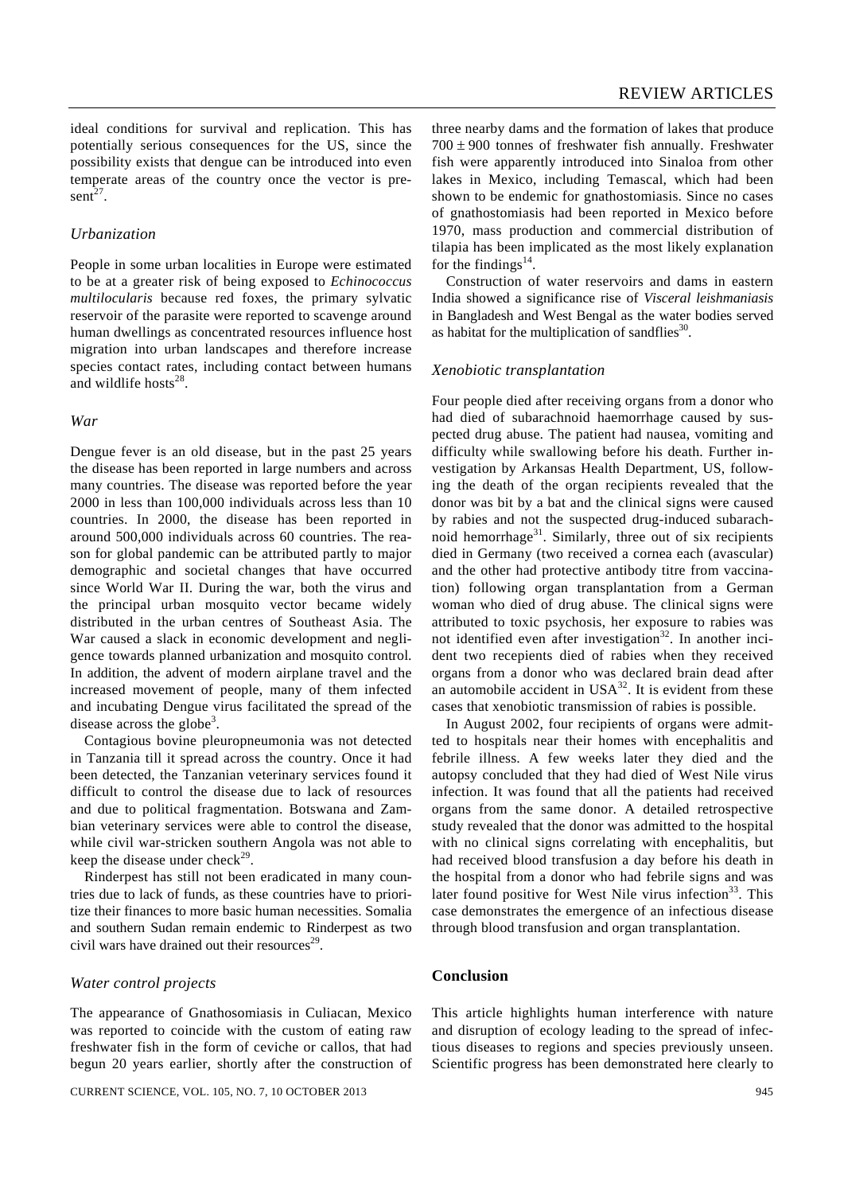ideal conditions for survival and replication. This has potentially serious consequences for the US, since the possibility exists that dengue can be introduced into even temperate areas of the country once the vector is present[27].

### *Urbanization*

People in some urban localities in Europe were estimated to be at a greater risk of being exposed to *Echinococcus multilocularis* because red foxes, the primary sylvatic reservoir of the parasite were reported to scavenge around human dwellings as concentrated resources influence host migration into urban landscapes and therefore increase species contact rates, including contact between humans and wildlife hosts[28].

### *War*

Dengue fever is an old disease, but in the past 25 years the disease has been reported in large numbers and across many countries. The disease was reported before the year 2000 in less than 100,000 individuals across less than 10 countries. In 2000, the disease has been reported in around 500,000 individuals across 60 countries. The reason for global pandemic can be attributed partly to major demographic and societal changes that have occurred since World War II. During the war, both the virus and the principal urban mosquito vector became widely distributed in the urban centres of Southeast Asia. The War caused a slack in economic development and negligence towards planned urbanization and mosquito control. In addition, the advent of modern airplane travel and the increased movement of people, many of them infected and incubating Dengue virus facilitated the spread of the disease across the globe[3].

Contagious bovine pleuropneumonia was not detected in Tanzania till it spread across the country. Once it had been detected, the Tanzanian veterinary services found it difficult to control the disease due to lack of resources and due to political fragmentation. Botswana and Zambian veterinary services were able to control the disease, while civil war-stricken southern Angola was not able to keep the disease under check[29].

Rinderpest has still not been eradicated in many countries due to lack of funds, as these countries have to prioritize their finances to more basic human necessities. Somalia and southern Sudan remain endemic to Rinderpest as two civil wars have drained out their resources[29].

### *Water control projects*

The appearance of Gnathosomiasis in Culiacan, Mexico was reported to coincide with the custom of eating raw freshwater fish in the form of ceviche or callos, that had begun 20 years earlier, shortly after the construction of three nearby dams and the formation of lakes that produce $700 \pm 900$ tonnes of freshwater fish annually. Freshwater fish were apparently introduced into Sinaloa from other lakes in Mexico, including Temascal, which had been shown to be endemic for gnathostomiasis. Since no cases of gnathostomiasis had been reported in Mexico before 1970, mass production and commercial distribution of tilapia has been implicated as the most likely explanation for the findings[14].

Construction of water reservoirs and dams in eastern India showed a significance rise of *Visceral leishmaniasis* in Bangladesh and West Bengal as the water bodies served as habitat for the multiplication of sandflies[30].

### *Xenobiotic transplantation*

Four people died after receiving organs from a donor who had died of subarachnoid haemorrhage caused by suspected drug abuse. The patient had nausea, vomiting and difficulty while swallowing before his death. Further investigation by Arkansas Health Department, US, following the death of the organ recipients revealed that the donor was bit by a bat and the clinical signs were caused by rabies and not the suspected drug-induced subarachnoid hemorrhage[31]. Similarly, three out of six recipients died in Germany (two received a cornea each (avascular) and the other had protective antibody titre from vaccination) following organ transplantation from a German woman who died of drug abuse. The clinical signs were attributed to toxic psychosis, her exposure to rabies was not identified even after investigation[32]. In another incident two recepients died of rabies when they received organs from a donor who was declared brain dead after an automobile accident in USA[32]. It is evident from these cases that xenobiotic transmission of rabies is possible.

In August 2002, four recipients of organs were admitted to hospitals near their homes with encephalitis and febrile illness. A few weeks later they died and the autopsy concluded that they had died of West Nile virus infection. It was found that all the patients had received organs from the same donor. A detailed retrospective study revealed that the donor was admitted to the hospital with no clinical signs correlating with encephalitis, but had received blood transfusion a day before his death in the hospital from a donor who had febrile signs and was later found positive for West Nile virus infection[33]. This case demonstrates the emergence of an infectious disease through blood transfusion and organ transplantation.

## **Conclusion**

This article highlights human interference with nature and disruption of ecology leading to the spread of infectious diseases to regions and species previously unseen. Scientific progress has been demonstrated here clearly to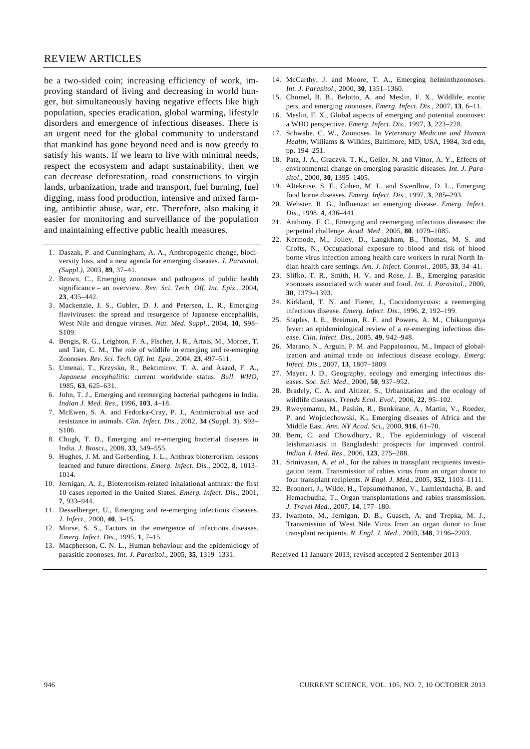be a two-sided coin; increasing efficiency of work, improving standard of living and decreasing in world hunger, but simultaneously having negative effects like high population, species eradication, global warming, lifestyle disorders and emergence of infectious diseases. There is an urgent need for the global community to understand that mankind has gone beyond need and is now greedy to satisfy his wants. If we learn to live with minimal needs, respect the ecosystem and adapt sustainability, then we can decrease deforestation, road constructions to virgin lands, urbanization, trade and transport, fuel burning, fuel digging, mass food production, intensive and mixed farming, antibiotic abuse, war, etc. Therefore, also making it easier for monitoring and surveillance of the population and maintaining effective public health measures.

1. Daszak, P. and Cunningham, A. A., Anthropogenic change, biodiversity loss, and a new agenda for emerging diseases. *J. Parasitol. (Suppl.)*, 2003, **89**, 37–41.
2. Brown, C., Emerging zoonoses and pathogens of public health significance – an overview. *Rev. Sci. Tech. Off. Int. Epiz.*, 2004, **23**, 435–442.
3. Mackenzie, J. S., Gubler, D. J. and Petersen, L. R., Emerging flaviviruses: the spread and resurgence of Japanese encephalitis, West Nile and dengue viruses. *Nat. Med. Suppl*., 2004, **10**, S98–S109.
4. Bengis, R. G., Leighton, F. A., Fischer, J. R., Artois, M., Morner, T. and Tate, C. M., The role of wildlife in emerging and re-emerging Zoonoses. *Rev. Sci. Tech. Off. Int. Epiz.*, 2004, **23**, 497–511.
5. Umenai, T., Krzysko, R., Bektimirov, T. A. and Asaad, F. A., *Japanese encephalitis*: current worldwide status. *Bull. WHO*, 1985, **63**, 625–631.
6. John, T. J., Emerging and reemerging bacterial pathogens in India. *Indian J. Med. Res*., 1996, **103**, 4–18.
7. McEwen, S. A. and Fedorka-Cray, P. J., Antimicrobial use and resistance in animals. *Clin. Infect. Dis*., 2002, **34** (Suppl. 3), S93–S106.
8. Chugh, T. D., Emerging and re-emerging bacterial diseases in India. *J. Biosci.*, 2008, **33**, 549–555.
9. Hughes, J. M. and Gerberding, J. L., Anthrax bioterrorism: lessons learned and future directions. *Emerg. Infect. Dis.*, 2002, **8**, 1013–1014.
10. Jernigan, A. J., Bioterrorism-related inhalational anthrax: the first 10 cases reported in the United States. *Emerg. Infect. Dis*., 2001, **7**, 933–944.
11. Desselberger, U., Emerging and re-emerging infectious diseases. *J. Infect*., 2000, **40**, 3–15.
12. Morse, S. S., Factors in the emergence of infectious diseases. *Emerg. Infect. Dis.*, 1995, **1**, 7–15.
13. Macpherson, C. N. L., Human behaviour and the epidemiology of parasitic zoonoses. *Int. J. Parasitol*., 2005, **35**, 1319–1331.
14. McCarthy, J. and Moore, T. A., Emerging helminthzoonoses. *Int. J. Parasitol*., 2000, **30**, 1351–1360.
15. Chomel, B. B., Belotto, A. and Meslin, F. X., Wildlife, exotic pets, and emerging zoonoses. *Emerg. Infect. Dis*., 2007, **13**, 6–11.
16. Meslin, F. X., Global aspects of emerging and potential zoonoses: a WHO perspective. *Emerg. Infect. Dis.*, 1997, **3**, 223–228.
17. Schwabe, C. W., Zoonoses. In *Veterinary Medicine and Human Health*, Williams & Wilkins, Baltimore, MD, USA, 1984, 3rd edn, pp. 194–251.
18. Patz, J. A., Graczyk. T. K., Geller, N. and Vittor, A. Y., Effects of environmental change on emerging parasitic diseases. *Int. J. Parasitol*., 2000, **30**, 1395–1405.
19. Altekruse, S. F., Cohen, M. L. and Swerdlow, D. L., Emerging food borne diseases. *Emerg. Infect. Dis.*, 1997, **3**, 285–293.
20. Webster, R. G., Influenza: an emerging disease. *Emerg. Infect. Dis*., 1998, **4**, 436–441.
21. Anthony, F. C., Emerging and reemerging infectious diseases: the perpetual challenge. *Acad. Med*., 2005, **80**, 1079–1085.
22. Kermode, M., Jolley, D., Langkham, B., Thomas, M. S. and Crofts, N., Occupational exposure to blood and risk of blood borne virus infection among health care workers in rural North Indian health care settings. *Am. J. Infect. Control*., 2005, **33**, 34–41.
23. Slifko, T. R., Smith, H. V. and Rose, J. B., Emerging parasitic zoonoses associated with water and food. *Int. J. Parasitol*., 2000, **30**, 1379–1393.
24. Kirkland, T. N. and Fierer, J., Coccidomycosis: a reemerging infectious disease. *Emerg. Infect. Dis*., 1996, **2**, 192–199.
25. Staples, J. E., Breiman, R. F. and Powers, A. M., Chikungunya fever: an epidemiological review of a re-emerging infectious disease. *Clin. Infect. Dis*., 2005, **49**, 942–948.
26. Marano, N., Arguin, P. M. and Pappaioanou, M., Impact of globalization and animal trade on infectious disease ecology. *Emerg. Infect. Dis.*, 2007, **13**, 1807–1809.
27. Mayer, J. D., Geography, ecology and emerging infectious diseases. *Soc. Sci. Med*., 2000, **50**, 937–952.
28. Bradely, C. A. and Altizer, S., Urbanization and the ecology of wildlife diseases. *Trends Ecol. Evol*., 2006, **22**, 95–102.
29. Rweyemamu, M., Paskin, R., Benkirane, A., Martin, V., Roeder, P. and Wojciechowski, K., Emerging diseases of Africa and the Middle East. *Ann. NY Acad. Sci*., 2000, **916**, 61–70.
30. Bern, C. and Chowdhury, R., The epidemiology of visceral leishmaniasis in Bangladesh: prospects for improved control. *Indian J. Med. Res*., 2006, **123**, 275–288.
31. Srinivasan, A. *et al.*, for the rabies in transplant recipients investigation team. Transmission of rabies virus from an organ donor to four transplant recipients. *N Engl. J. Med*., 2005, **352**, 1103–1111.
32. Bronnert, J., Wilde, H., Tepsumethanon, V., Lumlertdacha, B. and Hemachudha, T., Organ transplantations and rabies transmission. *J. Travel Med.*, 2007, **14**, 177–180.
33. Iwamoto, M., Jernigan, D. B., Guasch, A. and Trepka, M. J., Transmission of West Nile Virus from an organ donor to four transplant recipients. *N. Engl. J. Med*., 2003, **348**, 2196–2203.

Received 11 January 2013; revised accepted 2 September 2013